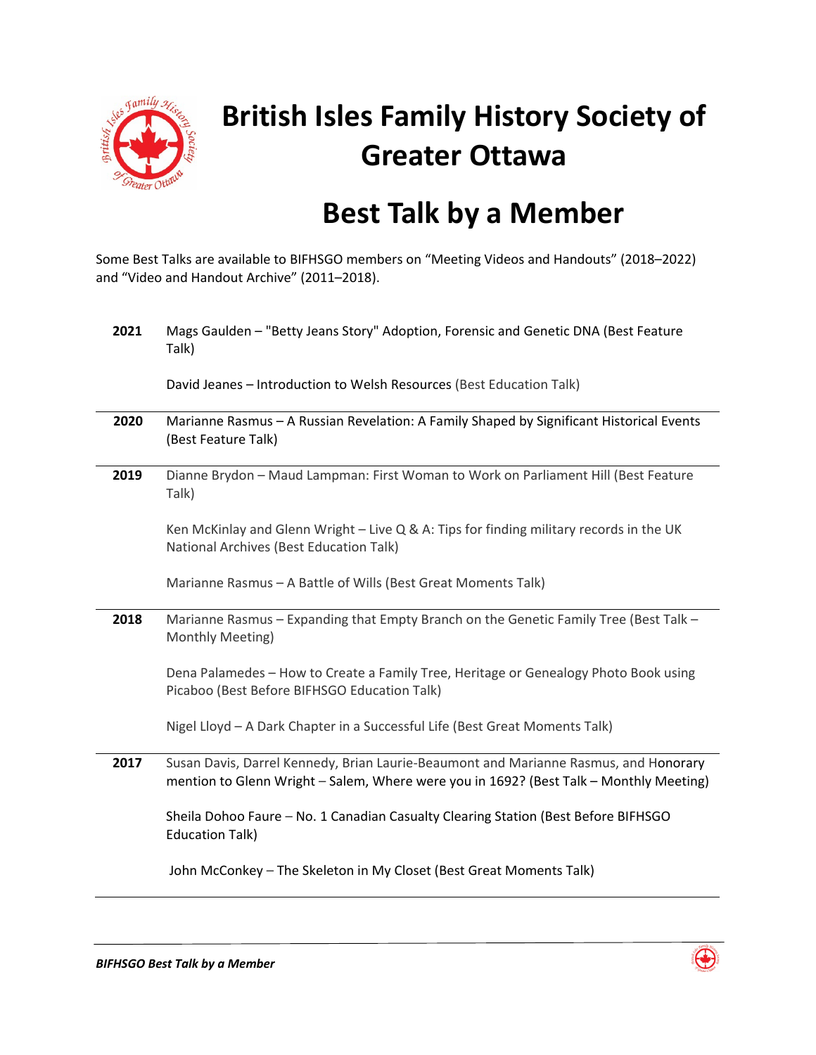# British Isles Family History Society of Greater Ottawa

# Best Talk by a Member

Some Best Talks are available to BIFHSGO members on “Meeting Videos and Handouts” (2018–2022) and “Video and Handout Archive” (2011–2018).

| | |
|---|---|
| **2021** | Mags Gaulden – "Betty Jeans Story" Adoption, Forensic and Genetic DNA (Best Feature Talk)<br><br>David Jeanes – Introduction to Welsh Resources (Best Education Talk) |
| **2020** | Marianne Rasmus – A Russian Revelation: A Family Shaped by Significant Historical Events (Best Feature Talk) |
| **2019** | Dianne Brydon – Maud Lampman: First Woman to Work on Parliament Hill (Best Feature Talk)<br><br>Ken McKinlay and Glenn Wright – Live Q & A: Tips for finding military records in the UK National Archives (Best Education Talk)<br><br>Marianne Rasmus – A Battle of Wills (Best Great Moments Talk) |
| **2018** | Marianne Rasmus – Expanding that Empty Branch on the Genetic Family Tree (Best Talk – Monthly Meeting)<br><br>Dena Palamedes – How to Create a Family Tree, Heritage or Genealogy Photo Book using Picaboo (Best Before BIFHSGO Education Talk)<br><br>Nigel Lloyd – A Dark Chapter in a Successful Life (Best Great Moments Talk) |
| **2017** | Susan Davis, Darrel Kennedy, Brian Laurie-Beaumont and Marianne Rasmus, and Honorary mention to Glenn Wright – Salem, Where were you in 1692? (Best Talk – Monthly Meeting)<br><br>Sheila Dohoo Faure – No. 1 Canadian Casualty Clearing Station (Best Before BIFHSGO Education Talk)<br><br>John McConkey – The Skeleton in My Closet (Best Great Moments Talk) |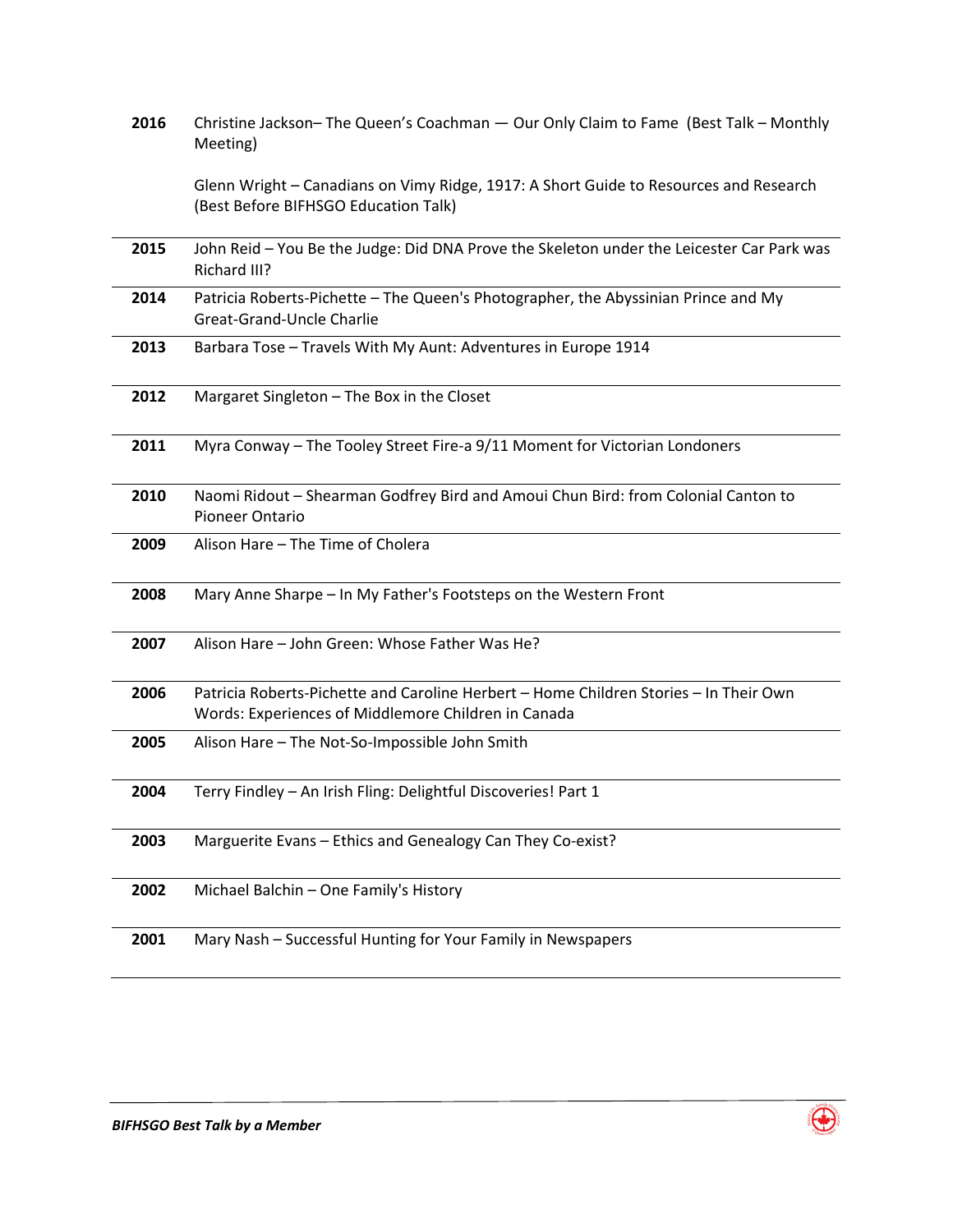| | |
|---|---|
| **2016** | Christine Jackson– The Queen's Coachman — Our Only Claim to Fame (Best Talk – Monthly Meeting)<br><br>Glenn Wright – Canadians on Vimy Ridge, 1917: A Short Guide to Resources and Research (Best Before BIFHSGO Education Talk) |
| **2015** | John Reid – You Be the Judge: Did DNA Prove the Skeleton under the Leicester Car Park was Richard III? |
| **2014** | Patricia Roberts-Pichette – The Queen's Photographer, the Abyssinian Prince and My Great-Grand-Uncle Charlie |
| **2013** | Barbara Tose – Travels With My Aunt: Adventures in Europe 1914 |
| **2012** | Margaret Singleton – The Box in the Closet |
| **2011** | Myra Conway – The Tooley Street Fire-a 9/11 Moment for Victorian Londoners |
| **2010** | Naomi Ridout – Shearman Godfrey Bird and Amoui Chun Bird: from Colonial Canton to Pioneer Ontario |
| **2009** | Alison Hare – The Time of Cholera |
| **2008** | Mary Anne Sharpe – In My Father's Footsteps on the Western Front |
| **2007** | Alison Hare – John Green: Whose Father Was He? |
| **2006** | Patricia Roberts-Pichette and Caroline Herbert – Home Children Stories – In Their Own Words: Experiences of Middlemore Children in Canada |
| **2005** | Alison Hare – The Not-So-Impossible John Smith |
| **2004** | Terry Findley – An Irish Fling: Delightful Discoveries! Part 1 |
| **2003** | Marguerite Evans – Ethics and Genealogy Can They Co-exist? |
| **2002** | Michael Balchin – One Family's History |
| **2001** | Mary Nash – Successful Hunting for Your Family in Newspapers |